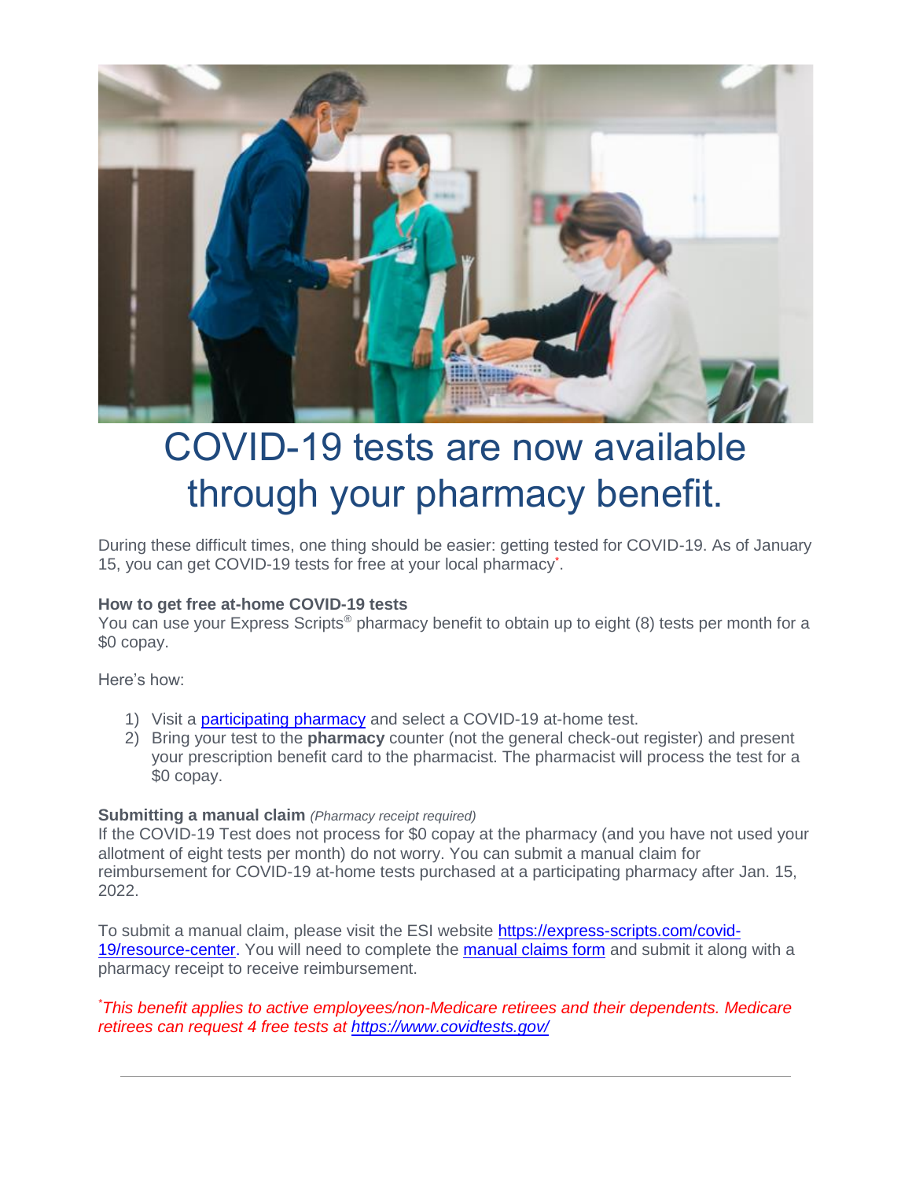# COVID-19 tests are now available through your pharmacy benefit.

During these difficult times, one thing should be easier: getting tested for COVID-19. As of January 15, you can get COVID-19 tests for free at your local pharmacy*.

**How to get free at-home COVID-19 tests**
You can use your Express Scripts® pharmacy benefit to obtain up to eight (8) tests per month for a $0 copay.

Here's how:

1) Visit a [participating pharmacy](participating pharmacy) and select a COVID-19 at-home test.
2) Bring your test to the **pharmacy** counter (not the general check-out register) and present your prescription benefit card to the pharmacist. The pharmacist will process the test for a $0 copay.

**Submitting a manual claim** *(Pharmacy receipt required)*
If the COVID-19 Test does not process for $0 copay at the pharmacy (and you have not used your allotment of eight tests per month) do not worry. You can submit a manual claim for reimbursement for COVID-19 at-home tests purchased at a participating pharmacy after Jan. 15, 2022.

To submit a manual claim, please visit the ESI website https://express-scripts.com/covid-19/resource-center. You will need to complete the manual claims form and submit it along with a pharmacy receipt to receive reimbursement.

*\*This benefit applies to active employees/non-Medicare retirees and their dependents. Medicare retirees can request 4 free tests at https://www.covidtests.gov/*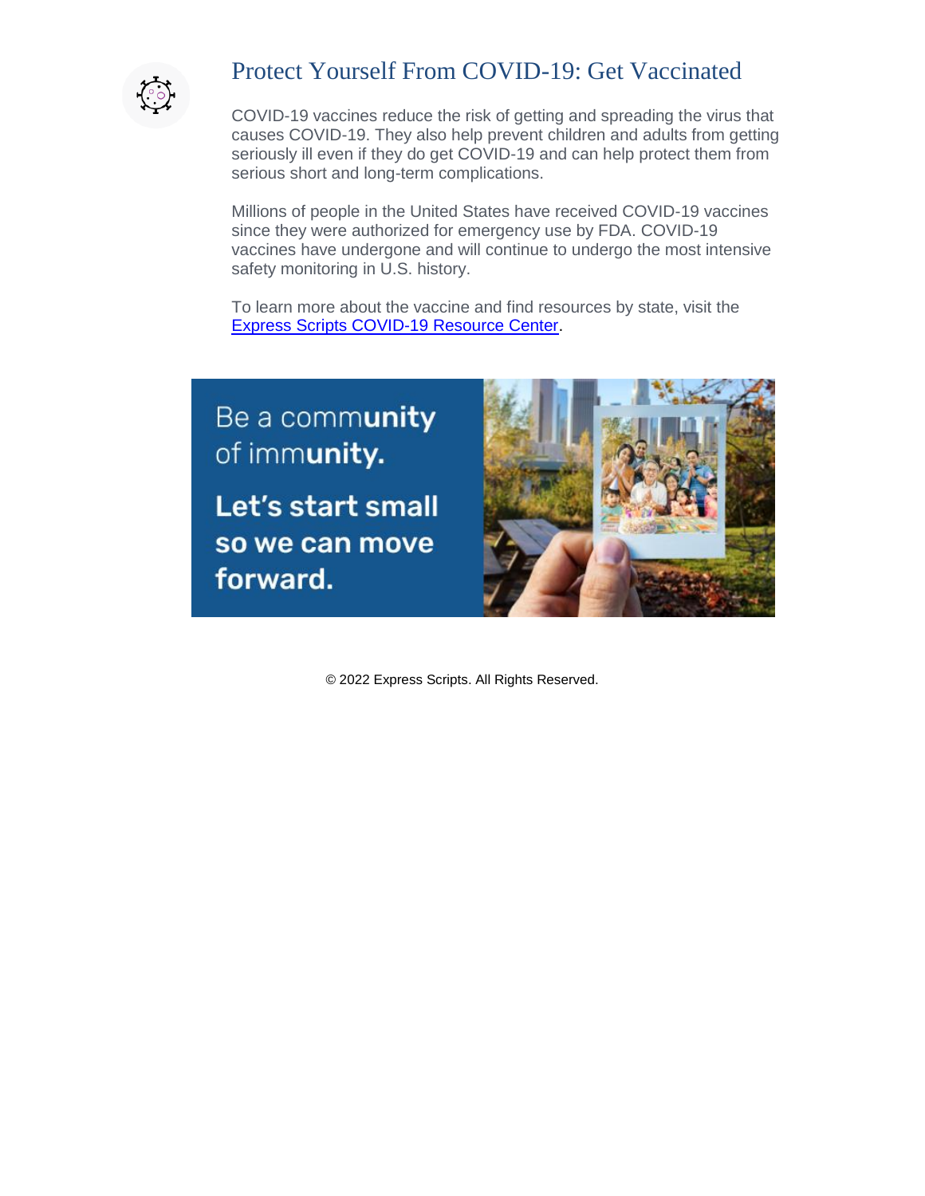# Protect Yourself From COVID-19: Get Vaccinated

COVID-19 vaccines reduce the risk of getting and spreading the virus that causes COVID-19. They also help prevent children and adults from getting seriously ill even if they do get COVID-19 and can help protect them from serious short and long-term complications.

Millions of people in the United States have received COVID-19 vaccines since they were authorized for emergency use by FDA. COVID-19 vaccines have undergone and will continue to undergo the most intensive safety monitoring in U.S. history.

To learn more about the vaccine and find resources by state, visit the Express Scripts COVID-19 Resource Center.

Be a community of immunity.

**Let's start small so we can move forward.**

© 2022 Express Scripts. All Rights Reserved.